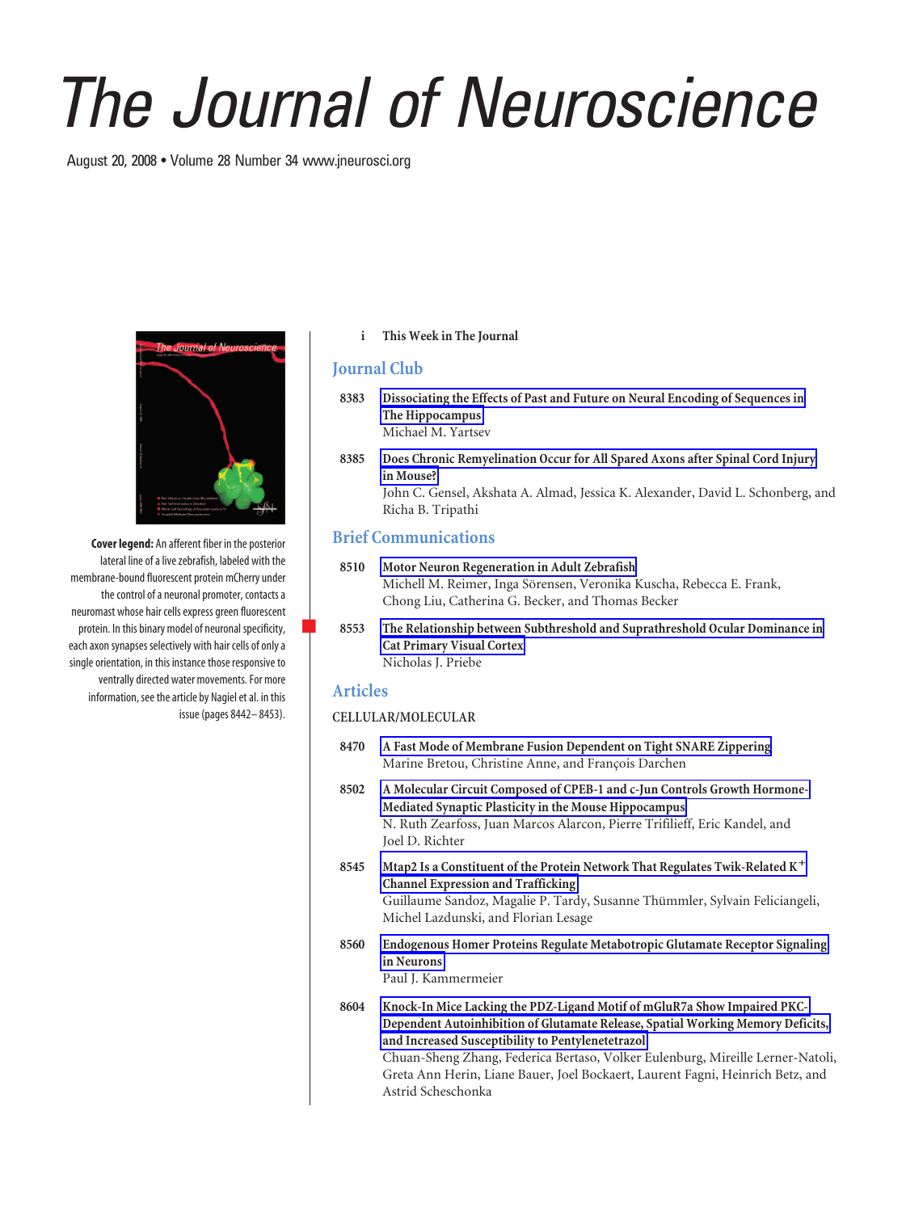# The Journal of Neuroscience

August 20, 2008 • Volume 28 Number 34 www.jneurosci.org

**Cover legend:** An afferent fiber in the posterior lateral line of a live zebrafish, labeled with the membrane-bound fluorescent protein mCherry under the control of a neuronal promoter, contacts a neuromast whose hair cells express green fluorescent protein. In this binary model of neuronal specificity, each axon synapses selectively with hair cells of only a single orientation, in this instance those responsive to ventrally directed water movements. For more information, see the article by Nagiel et al. in this issue (pages 8442–8453).

i This Week in The Journal

## Journal Club

8383 Dissociating the Effects of Past and Future on Neural Encoding of Sequences in The Hippocampus
Michael M. Yartsev

8385 Does Chronic Remyelination Occur for All Spared Axons after Spinal Cord Injury in Mouse?
John C. Gensel, Akshata A. Almad, Jessica K. Alexander, David L. Schonberg, and Richa B. Tripathi

## Brief Communications

8510 Motor Neuron Regeneration in Adult Zebrafish
Michell M. Reimer, Inga Sörensen, Veronika Kuscha, Rebecca E. Frank, Chong Liu, Catherina G. Becker, and Thomas Becker

8553 The Relationship between Subthreshold and Suprathreshold Ocular Dominance in Cat Primary Visual Cortex
Nicholas J. Priebe

## Articles

### CELLULAR/MOLECULAR

8470 A Fast Mode of Membrane Fusion Dependent on Tight SNARE Zippering
Marine Bretou, Christine Anne, and François Darchen

8502 A Molecular Circuit Composed of CPEB-1 and c-Jun Controls Growth Hormone-Mediated Synaptic Plasticity in the Mouse Hippocampus
N. Ruth Zearfoss, Juan Marcos Alarcon, Pierre Trifilieff, Eric Kandel, and Joel D. Richter

8545 Mtap2 Is a Constituent of the Protein Network That Regulates Twik-Related $K^+$ Channel Expression and Trafficking
Guillaume Sandoz, Magalie P. Tardy, Susanne Thümmler, Sylvain Feliciangeli, Michel Lazdunski, and Florian Lesage

8560 Endogenous Homer Proteins Regulate Metabotropic Glutamate Receptor Signaling in Neurons
Paul J. Kammermeier

8604 Knock-In Mice Lacking the PDZ-Ligand Motif of mGluR7a Show Impaired PKC-Dependent Autoinhibition of Glutamate Release, Spatial Working Memory Deficits, and Increased Susceptibility to Pentylenetetrazol
Chuan-Sheng Zhang, Federica Bertaso, Volker Eulenburg, Mireille Lerner-Natoli, Greta Ann Herin, Liane Bauer, Joel Bockaert, Laurent Fagni, Heinrich Betz, and Astrid Scheschonka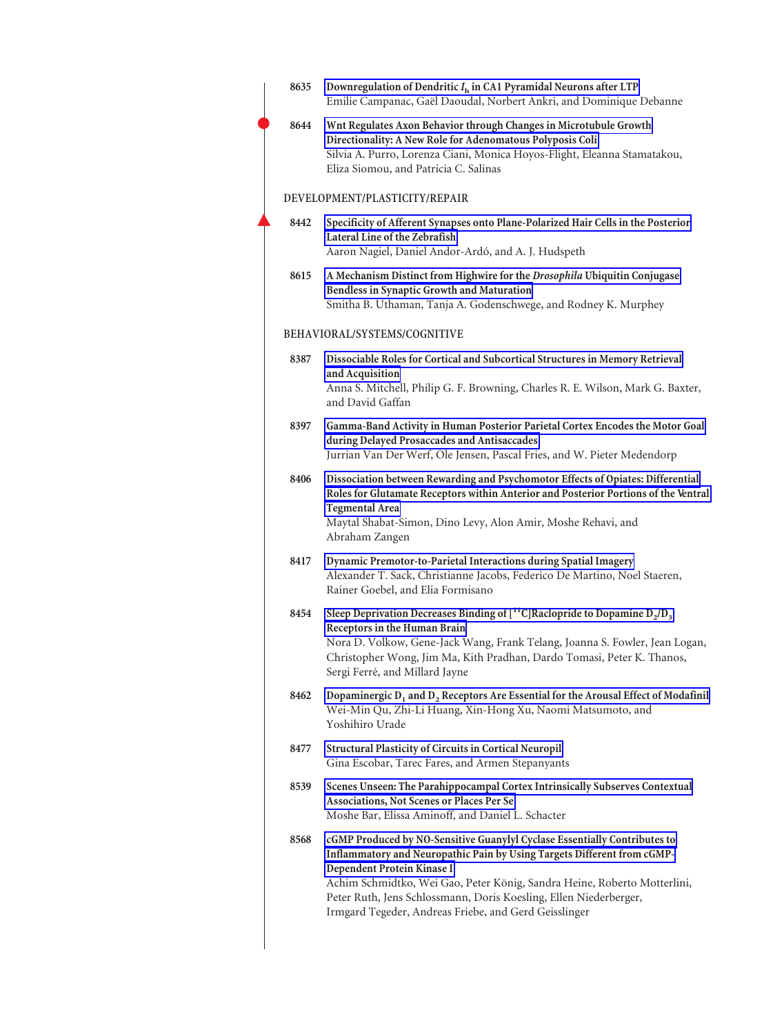8635 **Downregulation of Dendritic $I_h$ in CA1 Pyramidal Neurons after LTP**
Emilie Campanac, Gaël Daoudal, Norbert Ankri, and Dominique Debanne

8644 **Wnt Regulates Axon Behavior through Changes in Microtubule Growth Directionality: A New Role for Adenomatous Polyposis Coli**
Silvia A. Purro, Lorenza Ciani, Monica Hoyos-Flight, Eleanna Stamatakou, Eliza Siomou, and Patricia C. Salinas

## DEVELOPMENT/PLASTICITY/REPAIR

8442 **Specificity of Afferent Synapses onto Plane-Polarized Hair Cells in the Posterior Lateral Line of the Zebrafish**
Aaron Nagiel, Daniel Andor-Ardó, and A. J. Hudspeth

8615 **A Mechanism Distinct from Highwire for the *Drosophila* Ubiquitin Conjugase Bendless in Synaptic Growth and Maturation**
Smitha B. Uthaman, Tanja A. Godenschwege, and Rodney K. Murphey

## BEHAVIORAL/SYSTEMS/COGNITIVE

8387 **Dissociable Roles for Cortical and Subcortical Structures in Memory Retrieval and Acquisition**
Anna S. Mitchell, Philip G. F. Browning, Charles R. E. Wilson, Mark G. Baxter, and David Gaffan

8397 **Gamma-Band Activity in Human Posterior Parietal Cortex Encodes the Motor Goal during Delayed Prosaccades and Antisaccades**
Jurrian Van Der Werf, Ole Jensen, Pascal Fries, and W. Pieter Medendorp

8406 **Dissociation between Rewarding and Psychomotor Effects of Opiates: Differential Roles for Glutamate Receptors within Anterior and Posterior Portions of the Ventral Tegmental Area**
Maytal Shabat-Simon, Dino Levy, Alon Amir, Moshe Rehavi, and Abraham Zangen

8417 **Dynamic Premotor-to-Parietal Interactions during Spatial Imagery**
Alexander T. Sack, Christianne Jacobs, Federico De Martino, Noel Staeren, Rainer Goebel, and Elia Formisano

8454 **Sleep Deprivation Decreases Binding of [$^{11}$C]Raclopride to Dopamine $D_2/D_3$ Receptors in the Human Brain**
Nora D. Volkow, Gene-Jack Wang, Frank Telang, Joanna S. Fowler, Jean Logan, Christopher Wong, Jim Ma, Kith Pradhan, Dardo Tomasi, Peter K. Thanos, Sergi Ferré, and Millard Jayne

8462 **Dopaminergic $D_1$ and $D_2$ Receptors Are Essential for the Arousal Effect of Modafinil**
Wei-Min Qu, Zhi-Li Huang, Xin-Hong Xu, Naomi Matsumoto, and Yoshihiro Urade

8477 **Structural Plasticity of Circuits in Cortical Neuropil**
Gina Escobar, Tarec Fares, and Armen Stepanyants

8539 **Scenes Unseen: The Parahippocampal Cortex Intrinsically Subserves Contextual Associations, Not Scenes or Places Per Se**
Moshe Bar, Elissa Aminoff, and Daniel L. Schacter

8568 **cGMP Produced by NO-Sensitive Guanylyl Cyclase Essentially Contributes to Inflammatory and Neuropathic Pain by Using Targets Different from cGMP-Dependent Protein Kinase I**
Achim Schmidtko, Wei Gao, Peter König, Sandra Heine, Roberto Motterlini, Peter Ruth, Jens Schlossmann, Doris Koesling, Ellen Niederberger, Irmgard Tegeder, Andreas Friebe, and Gerd Geisslinger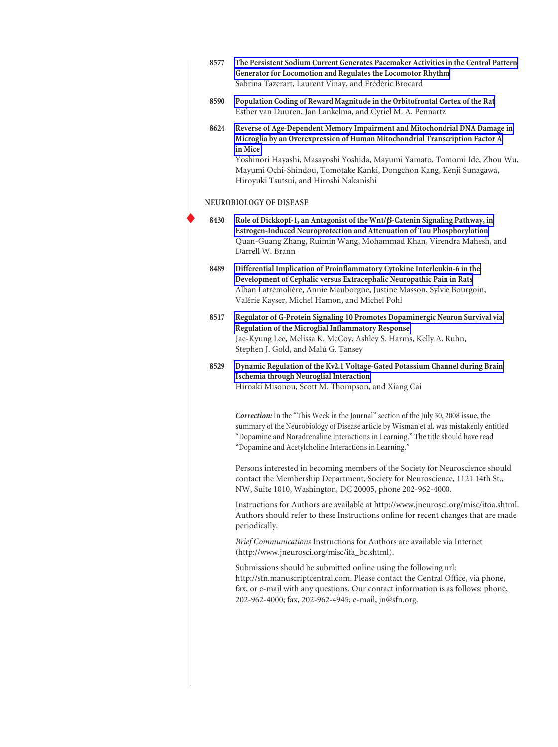**8577** **The Persistent Sodium Current Generates Pacemaker Activities in the Central Pattern Generator for Locomotion and Regulates the Locomotor Rhythm**
Sabrina Tazerart, Laurent Vinay, and Frédéric Brocard

**8590** **Population Coding of Reward Magnitude in the Orbitofrontal Cortex of the Rat**
Esther van Duuren, Jan Lankelma, and Cyriel M. A. Pennartz

**8624** **Reverse of Age-Dependent Memory Impairment and Mitochondrial DNA Damage in Microglia by an Overexpression of Human Mitochondrial Transcription Factor A in Mice**
Yoshinori Hayashi, Masayoshi Yoshida, Mayumi Yamato, Tomomi Ide, Zhou Wu, Mayumi Ochi-Shindou, Tomotake Kanki, Dongchon Kang, Kenji Sunagawa, Hiroyuki Tsutsui, and Hiroshi Nakanishi

## NEUROBIOLOGY OF DISEASE

**8430** **Role of Dickkopf-1, an Antagonist of the Wnt/β-Catenin Signaling Pathway, in Estrogen-Induced Neuroprotection and Attenuation of Tau Phosphorylation**
Quan-Guang Zhang, Ruimin Wang, Mohammad Khan, Virendra Mahesh, and Darrell W. Brann

**8489** **Differential Implication of Proinflammatory Cytokine Interleukin-6 in the Development of Cephalic versus Extracephalic Neuropathic Pain in Rats**
Alban Latrémolière, Annie Mauborgne, Justine Masson, Sylvie Bourgoin, Valérie Kayser, Michel Hamon, and Michel Pohl

**8517** **Regulator of G-Protein Signaling 10 Promotes Dopaminergic Neuron Survival via Regulation of the Microglial Inflammatory Response**
Jae-Kyung Lee, Melissa K. McCoy, Ashley S. Harms, Kelly A. Ruhn, Stephen J. Gold, and Malú G. Tansey

**8529** **Dynamic Regulation of the Kv2.1 Voltage-Gated Potassium Channel during Brain Ischemia through Neuroglial Interaction**
Hiroaki Misonou, Scott M. Thompson, and Xiang Cai

***Correction:*** In the "This Week in the Journal" section of the July 30, 2008 issue, the summary of the Neurobiology of Disease article by Wisman et al. was mistakenly entitled "Dopamine and Noradrenaline Interactions in Learning." The title should have read "Dopamine and Acetylcholine Interactions in Learning."

Persons interested in becoming members of the Society for Neuroscience should contact the Membership Department, Society for Neuroscience, 1121 14th St., NW, Suite 1010, Washington, DC 20005, phone 202-962-4000.

Instructions for Authors are available at http://www.jneurosci.org/misc/itoa.shtml. Authors should refer to these Instructions online for recent changes that are made periodically.

*Brief Communications* Instructions for Authors are available via Internet (http://www.jneurosci.org/misc/ifa_bc.shtml).

Submissions should be submitted online using the following url: http://sfn.manuscriptcentral.com. Please contact the Central Office, via phone, fax, or e-mail with any questions. Our contact information is as follows: phone, 202-962-4000; fax, 202-962-4945; e-mail, jn@sfn.org.